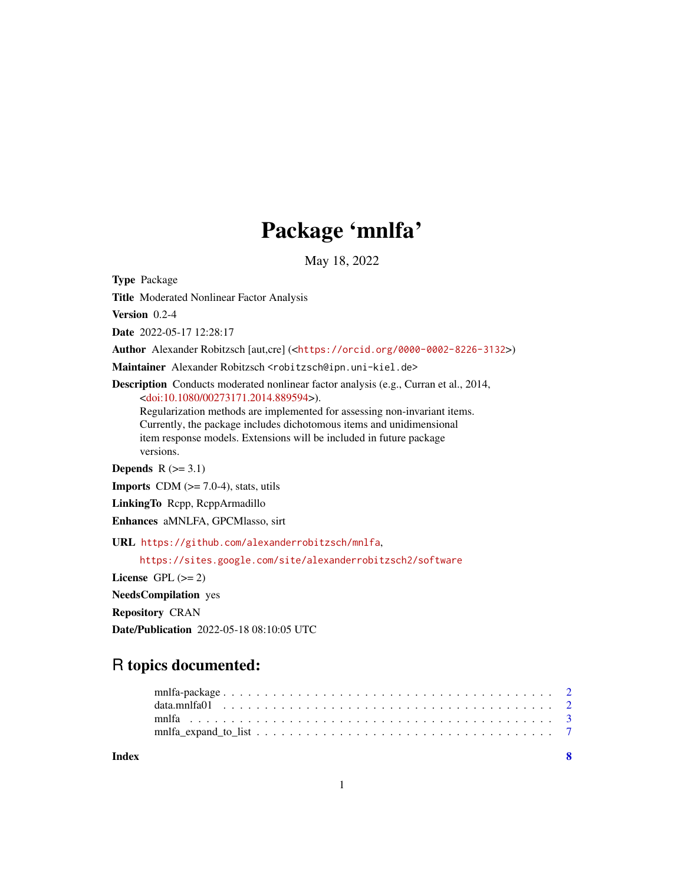# Package 'mnlfa'

May 18, 2022

**Type** Package

**Title** Moderated Nonlinear Factor Analysis

**Version** 0.2-4

**Date** 2022-05-17 12:28:17

**Author** Alexander Robitzsch [aut,cre] (<https://orcid.org/0000-0002-8226-3132>)

**Maintainer** Alexander Robitzsch <robitzsch@ipn.uni-kiel.de>

**Description** Conducts moderated nonlinear factor analysis (e.g., Curran et al., 2014, <doi:10.1080/00273171.2014.889594>).
Regularization methods are implemented for assessing non-invariant items.
Currently, the package includes dichotomous items and unidimensional
item response models. Extensions will be included in future package
versions.

**Depends** R (>= 3.1)

**Imports** CDM (>= 7.0-4), stats, utils

**LinkingTo** Rcpp, RcppArmadillo

**Enhances** aMNLFA, GPCMlasso, sirt

**URL** https://github.com/alexanderrobitzsch/mnlfa,
https://sites.google.com/site/alexanderrobitzsch2/software

**License** GPL (>= 2)

**NeedsCompilation** yes

**Repository** CRAN

**Date/Publication** 2022-05-18 08:10:05 UTC

## R topics documented:

| | |
|---|---|
| mnlfa-package | 2 |
| data.mnlfa01 | 2 |
| mnlfa | 3 |
| mnlfa_expand_to_list | 7 |
| **Index** | **8** |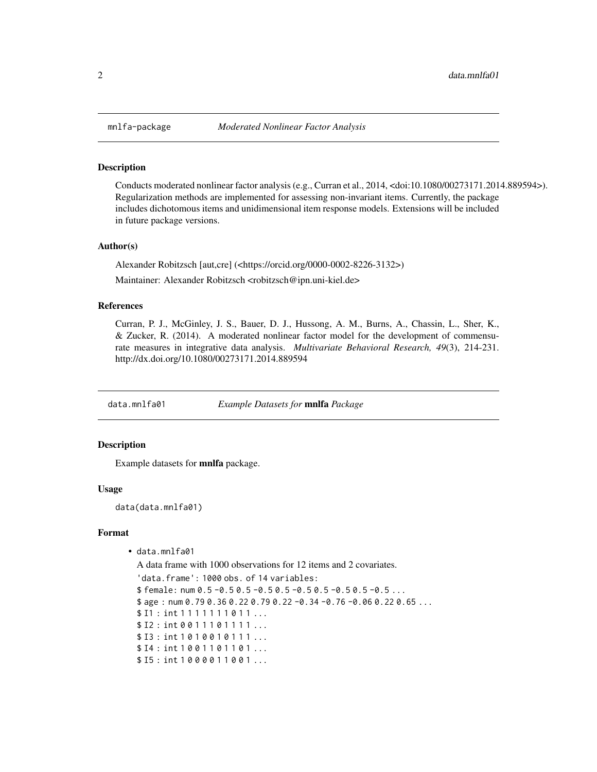## mnlfa-package *Moderated Nonlinear Factor Analysis*

### Description

Conducts moderated nonlinear factor analysis (e.g., Curran et al., 2014, <doi:10.1080/00273171.2014.889594>). Regularization methods are implemented for assessing non-invariant items. Currently, the package includes dichotomous items and unidimensional item response models. Extensions will be included in future package versions.

### Author(s)

Alexander Robitzsch [aut,cre] (<https://orcid.org/0000-0002-8226-3132>)

Maintainer: Alexander Robitzsch <robitzsch@ipn.uni-kiel.de>

### References

Curran, P. J., McGinley, J. S., Bauer, D. J., Hussong, A. M., Burns, A., Chassin, L., Sher, K., & Zucker, R. (2014). A moderated nonlinear factor model for the development of commensurate measures in integrative data analysis. *Multivariate Behavioral Research, 49*(3), 214-231. http://dx.doi.org/10.1080/00273171.2014.889594

## data.mnlfa01 *Example Datasets for* **mnlfa** *Package*

### Description

Example datasets for **mnlfa** package.

### Usage

```
data(data.mnlfa01)
```

### Format

- `data.mnlfa01`

  A data frame with 1000 observations for 12 items and 2 covariates.

```
'data.frame': 1000 obs. of 14 variables:
$ female: num 0.5 -0.5 0.5 -0.5 0.5 -0.5 0.5 -0.5 0.5 -0.5 ...
$ age : num 0.79 0.36 0.22 0.79 0.22 -0.34 -0.76 -0.06 0.22 0.65 ...
$ I1 : int 1 1 1 1 1 1 1 0 1 1 ...
$ I2 : int 0 0 1 1 1 0 1 1 1 1 ...
$ I3 : int 1 0 1 0 0 1 0 1 1 1 ...
$ I4 : int 1 0 0 1 1 0 1 1 0 1 ...
$ I5 : int 1 0 0 0 0 1 1 0 0 1 ...
```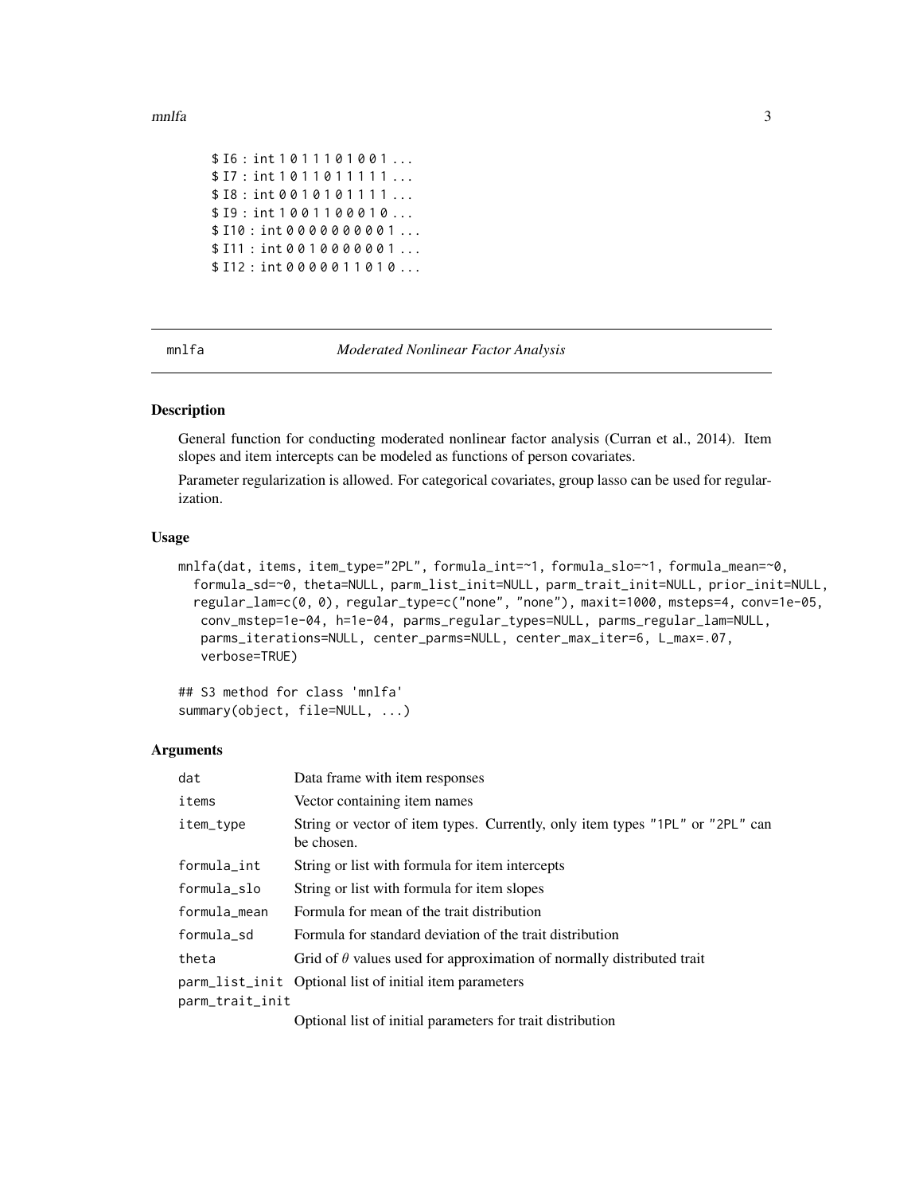```
$ I6 : int 1 0 1 1 1 1 0 1 0 0 1 ...
$ I7 : int 1 0 1 1 0 1 1 1 1 1 ...
$ I8 : int 0 0 1 0 1 0 1 1 1 1 ...
$ I9 : int 1 0 0 1 1 0 0 0 1 0 ...
$ I10 : int 0 0 0 0 0 0 0 0 0 1 ...
$ I11 : int 0 0 1 0 0 0 0 0 0 1 ...
$ I12 : int 0 0 0 0 0 1 1 0 1 0 ...
```

## mnlfa — *Moderated Nonlinear Factor Analysis*

### Description

General function for conducting moderated nonlinear factor analysis (Curran et al., 2014). Item slopes and item intercepts can be modeled as functions of person covariates.

Parameter regularization is allowed. For categorical covariates, group lasso can be used for regularization.

### Usage

```
mnlfa(dat, items, item_type="2PL", formula_int=~1, formula_slo=~1, formula_mean=~0,
  formula_sd=~0, theta=NULL, parm_list_init=NULL, parm_trait_init=NULL, prior_init=NULL,
  regular_lam=c(0, 0), regular_type=c("none", "none"), maxit=1000, msteps=4, conv=1e-05,
   conv_mstep=1e-04, h=1e-04, parms_regular_types=NULL, parms_regular_lam=NULL,
   parms_iterations=NULL, center_parms=NULL, center_max_iter=6, L_max=.07,
   verbose=TRUE)

## S3 method for class 'mnlfa'
summary(object, file=NULL, ...)
```

### Arguments

| | |
|---|---|
| `dat` | Data frame with item responses |
| `items` | Vector containing item names |
| `item_type` | String or vector of item types. Currently, only item types "1PL" or "2PL" can be chosen. |
| `formula_int` | String or list with formula for item intercepts |
| `formula_slo` | String or list with formula for item slopes |
| `formula_mean` | Formula for mean of the trait distribution |
| `formula_sd` | Formula for standard deviation of the trait distribution |
| `theta` | Grid of $\theta$ values used for approximation of normally distributed trait |
| `parm_list_init` | Optional list of initial item parameters |
| `parm_trait_init` | Optional list of initial parameters for trait distribution |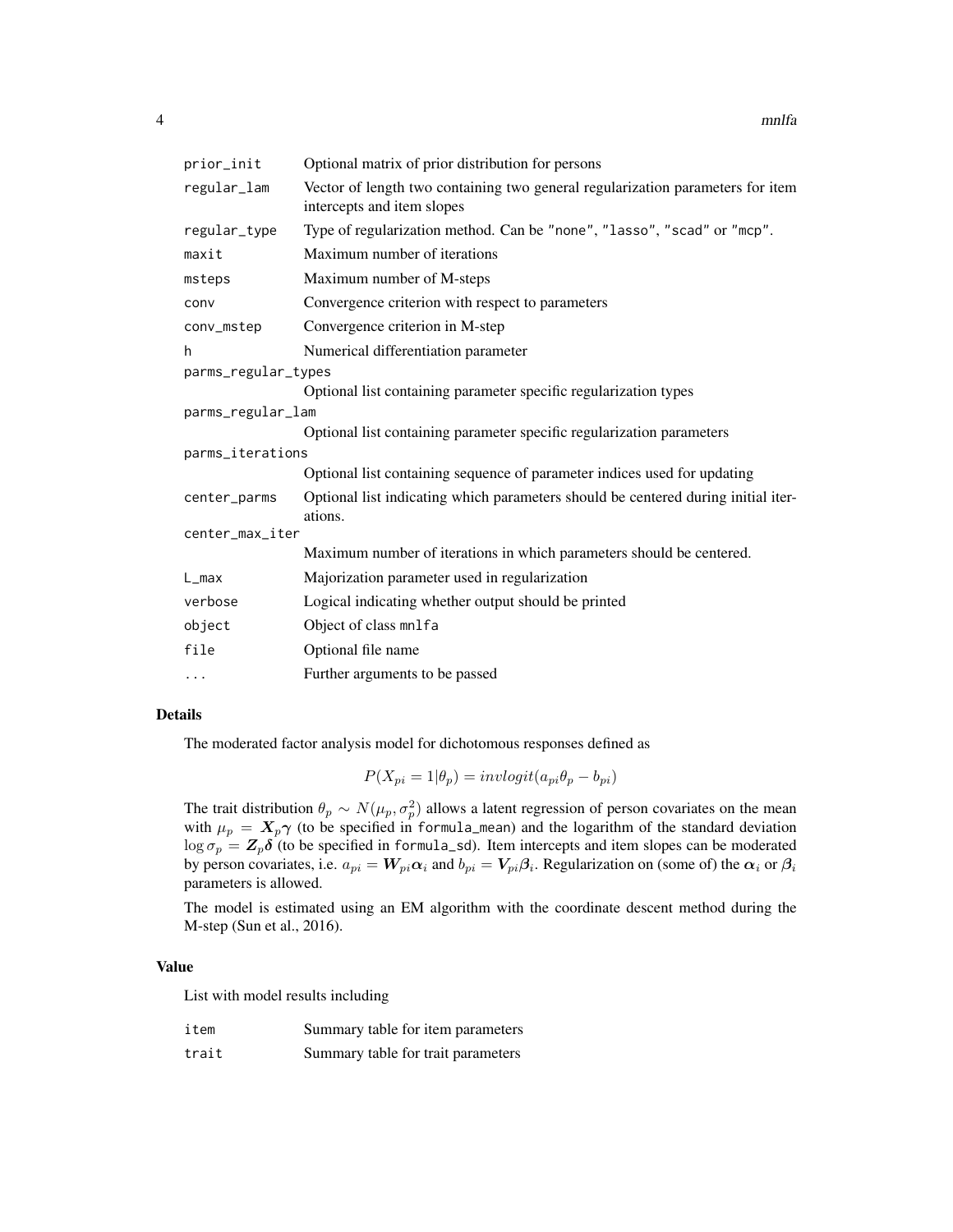| | |
|---|---|
| prior_init | Optional matrix of prior distribution for persons |
| regular_lam | Vector of length two containing two general regularization parameters for item intercepts and item slopes |
| regular_type | Type of regularization method. Can be "none", "lasso", "scad" or "mcp". |
| maxit | Maximum number of iterations |
| msteps | Maximum number of M-steps |
| conv | Convergence criterion with respect to parameters |
| conv_mstep | Convergence criterion in M-step |
| h | Numerical differentiation parameter |
| parms_regular_types | Optional list containing parameter specific regularization types |
| parms_regular_lam | Optional list containing parameter specific regularization parameters |
| parms_iterations | Optional list containing sequence of parameter indices used for updating |
| center_parms | Optional list indicating which parameters should be centered during initial iterations. |
| center_max_iter | Maximum number of iterations in which parameters should be centered. |
| L_max | Majorization parameter used in regularization |
| verbose | Logical indicating whether output should be printed |
| object | Object of class mnlfa |
| file | Optional file name |
| ... | Further arguments to be passed |

## Details

The moderated factor analysis model for dichotomous responses defined as

$$P(X_{pi} = 1|\theta_p) = invlogit(a_{pi}\theta_p - b_{pi})$$

The trait distribution $\theta_p \sim N(\mu_p, \sigma_p^2)$ allows a latent regression of person covariates on the mean with $\mu_p = \boldsymbol{X}_p\boldsymbol{\gamma}$ (to be specified in formula_mean) and the logarithm of the standard deviation $\log \sigma_p = \boldsymbol{Z}_p\boldsymbol{\delta}$ (to be specified in formula_sd). Item intercepts and item slopes can be moderated by person covariates, i.e. $a_{pi} = \boldsymbol{W}_{pi}\boldsymbol{\alpha}_i$ and $b_{pi} = \boldsymbol{V}_{pi}\boldsymbol{\beta}_i$. Regularization on (some of) the $\boldsymbol{\alpha}_i$ or $\boldsymbol{\beta}_i$ parameters is allowed.

The model is estimated using an EM algorithm with the coordinate descent method during the M-step (Sun et al., 2016).

## Value

List with model results including

| | |
|---|---|
| item | Summary table for item parameters |
| trait | Summary table for trait parameters |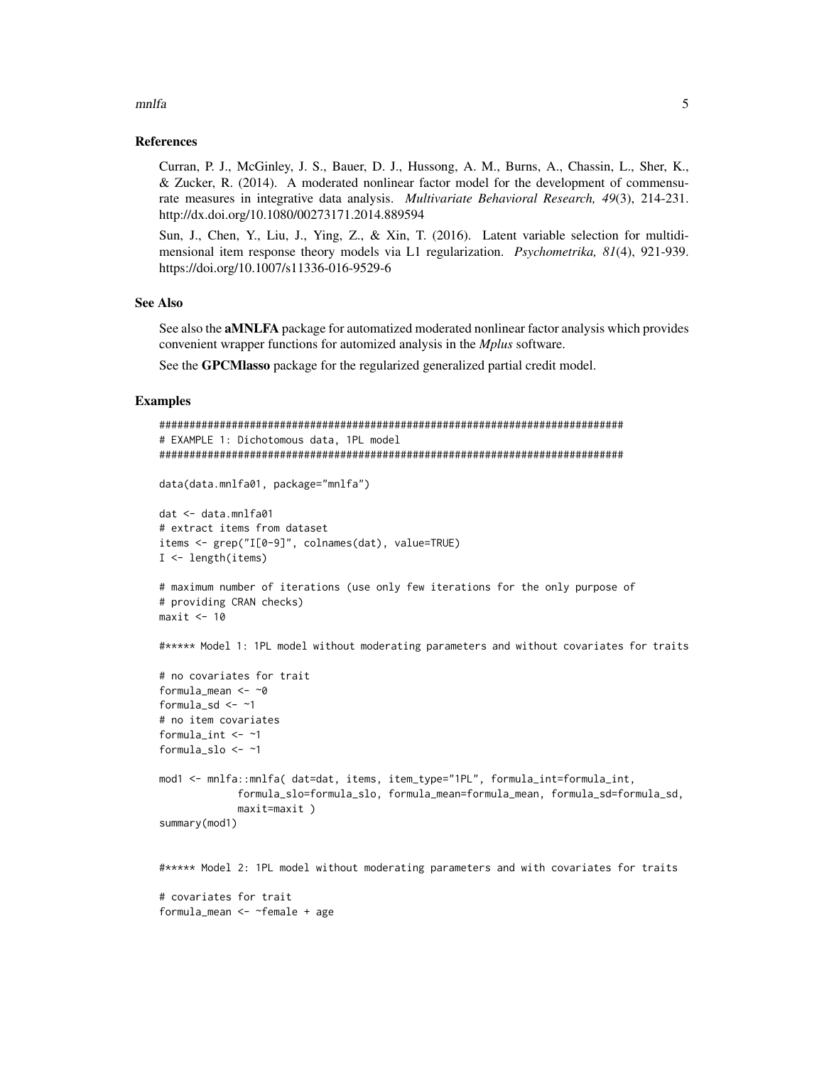## References

Curran, P. J., McGinley, J. S., Bauer, D. J., Hussong, A. M., Burns, A., Chassin, L., Sher, K., & Zucker, R. (2014). A moderated nonlinear factor model for the development of commensurate measures in integrative data analysis. *Multivariate Behavioral Research, 49*(3), 214-231. http://dx.doi.org/10.1080/00273171.2014.889594

Sun, J., Chen, Y., Liu, J., Ying, Z., & Xin, T. (2016). Latent variable selection for multidimensional item response theory models via L1 regularization. *Psychometrika, 81*(4), 921-939. https://doi.org/10.1007/s11336-016-9529-6

## See Also

See also the **aMNLFA** package for automatized moderated nonlinear factor analysis which provides convenient wrapper functions for automized analysis in the *Mplus* software.

See the **GPCMlasso** package for the regularized generalized partial credit model.

## Examples

```
#############################################################################
# EXAMPLE 1: Dichotomous data, 1PL model
#############################################################################

data(data.mnlfa01, package="mnlfa")

dat <- data.mnlfa01
# extract items from dataset
items <- grep("I[0-9]", colnames(dat), value=TRUE)
I <- length(items)

# maximum number of iterations (use only few iterations for the only purpose of
# providing CRAN checks)
maxit <- 10

#***** Model 1: 1PL model without moderating parameters and without covariates for traits

# no covariates for trait
formula_mean <- ~0
formula_sd <- ~1
# no item covariates
formula_int <- ~1
formula_slo <- ~1

mod1 <- mnlfa::mnlfa( dat=dat, items, item_type="1PL", formula_int=formula_int,
            formula_slo=formula_slo, formula_mean=formula_mean, formula_sd=formula_sd,
            maxit=maxit )
summary(mod1)


#***** Model 2: 1PL model without moderating parameters and with covariates for traits

# covariates for trait
formula_mean <- ~female + age
```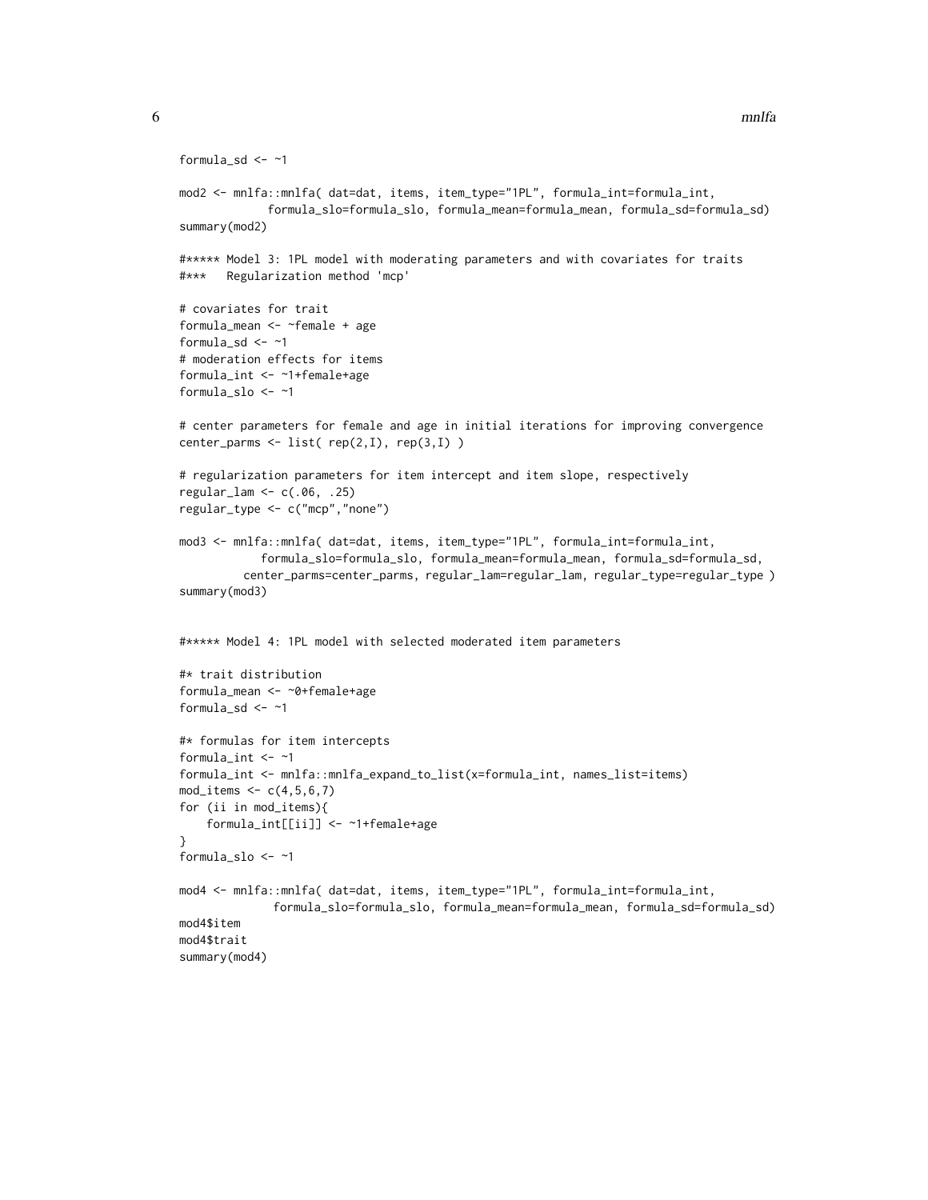```
formula_sd <- ~1

mod2 <- mnlfa::mnlfa( dat=dat, items, item_type="1PL", formula_int=formula_int,
            formula_slo=formula_slo, formula_mean=formula_mean, formula_sd=formula_sd)
summary(mod2)

#***** Model 3: 1PL model with moderating parameters and with covariates for traits
#***   Regularization method 'mcp'

# covariates for trait
formula_mean <- ~female + age
formula_sd <- ~1
# moderation effects for items
formula_int <- ~1+female+age
formula_slo <- ~1

# center parameters for female and age in initial iterations for improving convergence
center_parms <- list( rep(2,I), rep(3,I) )

# regularization parameters for item intercept and item slope, respectively
regular_lam <- c(.06, .25)
regular_type <- c("mcp","none")

mod3 <- mnlfa::mnlfa( dat=dat, items, item_type="1PL", formula_int=formula_int,
           formula_slo=formula_slo, formula_mean=formula_mean, formula_sd=formula_sd,
        center_parms=center_parms, regular_lam=regular_lam, regular_type=regular_type )
summary(mod3)


#***** Model 4: 1PL model with selected moderated item parameters

#* trait distribution
formula_mean <- ~0+female+age
formula_sd <- ~1

#* formulas for item intercepts
formula_int <- ~1
formula_int <- mnlfa::mnlfa_expand_to_list(x=formula_int, names_list=items)
mod_items <- c(4,5,6,7)
for (ii in mod_items){
    formula_int[[ii]] <- ~1+female+age
}
formula_slo <- ~1

mod4 <- mnlfa::mnlfa( dat=dat, items, item_type="1PL", formula_int=formula_int,
             formula_slo=formula_slo, formula_mean=formula_mean, formula_sd=formula_sd)
mod4$item
mod4$trait
summary(mod4)
```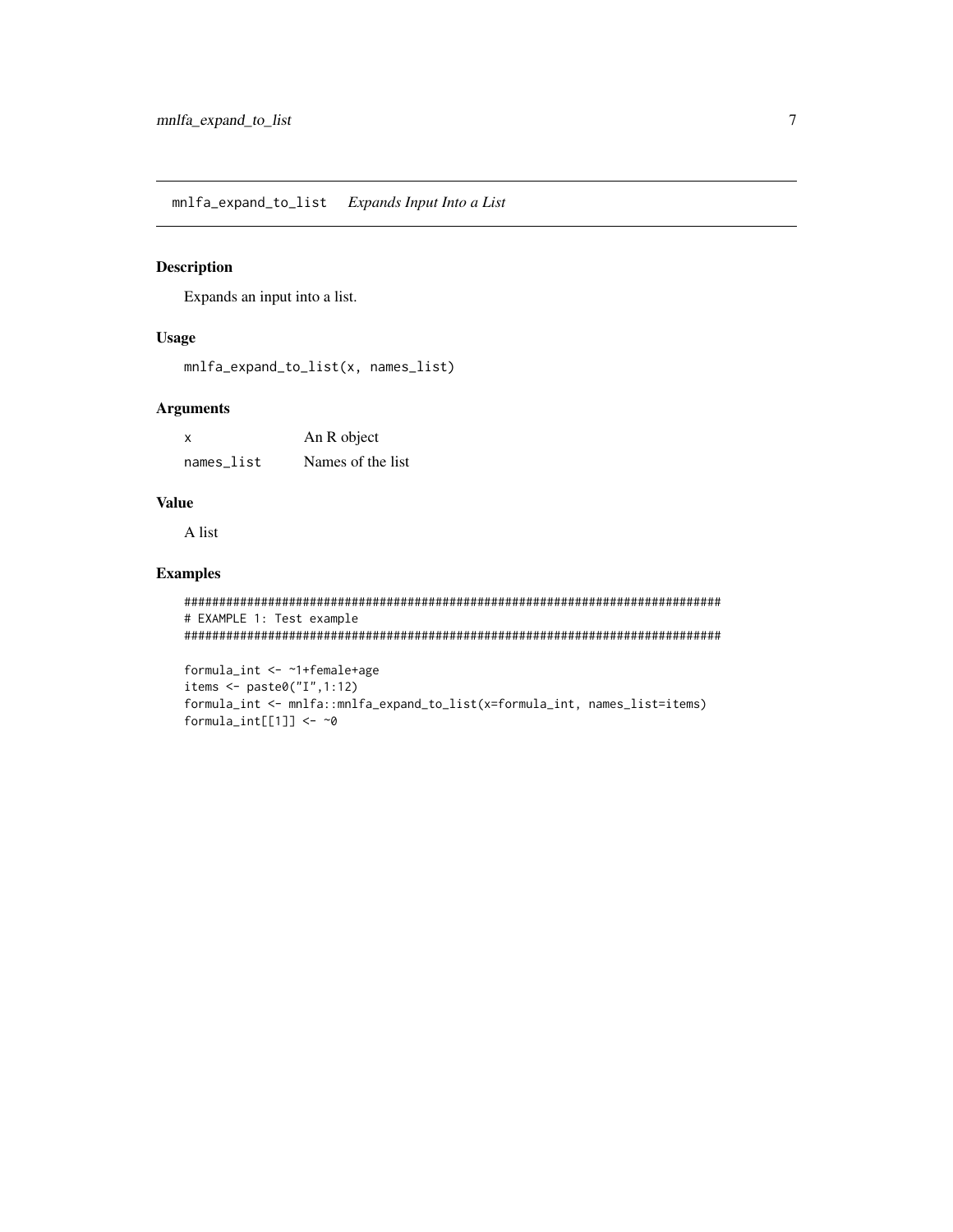## mnlfa_expand_to_list *Expands Input Into a List*

### Description

Expands an input into a list.

### Usage

```
mnlfa_expand_to_list(x, names_list)
```

### Arguments

| | |
|---|---|
| x | An R object |
| names_list | Names of the list |

### Value

A list

### Examples

```
#############################################################################
# EXAMPLE 1: Test example
#############################################################################

formula_int <- ~1+female+age
items <- paste0("I",1:12)
formula_int <- mnlfa::mnlfa_expand_to_list(x=formula_int, names_list=items)
formula_int[[1]] <- ~0
```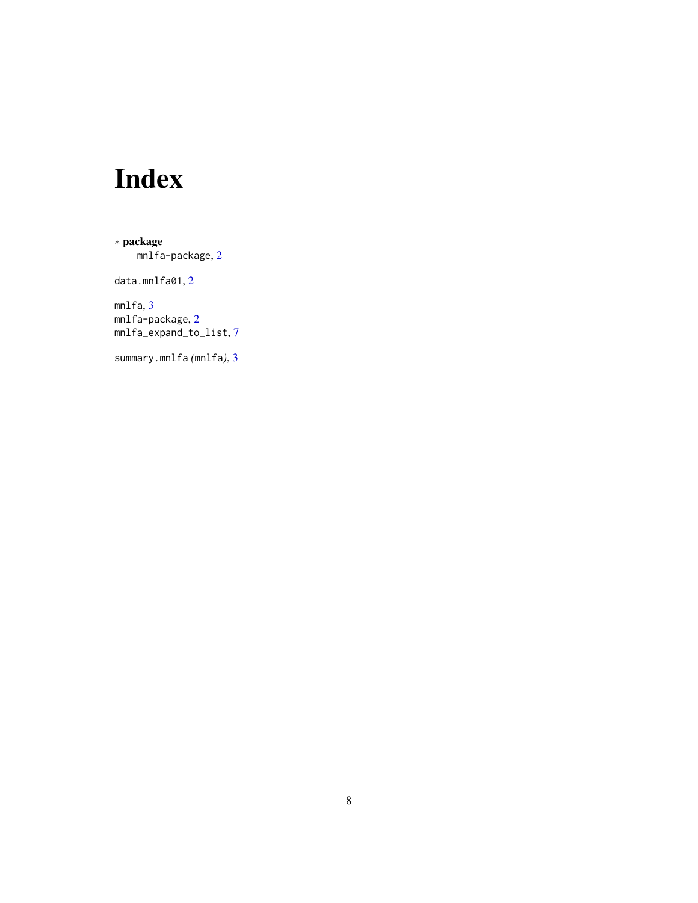# Index

∗ **package**
    mnlfa-package, 2

data.mnlfa01, 2

mnlfa, 3
mnlfa-package, 2
mnlfa_expand_to_list, 7

summary.mnlfa *(*mnlfa*)*, 3